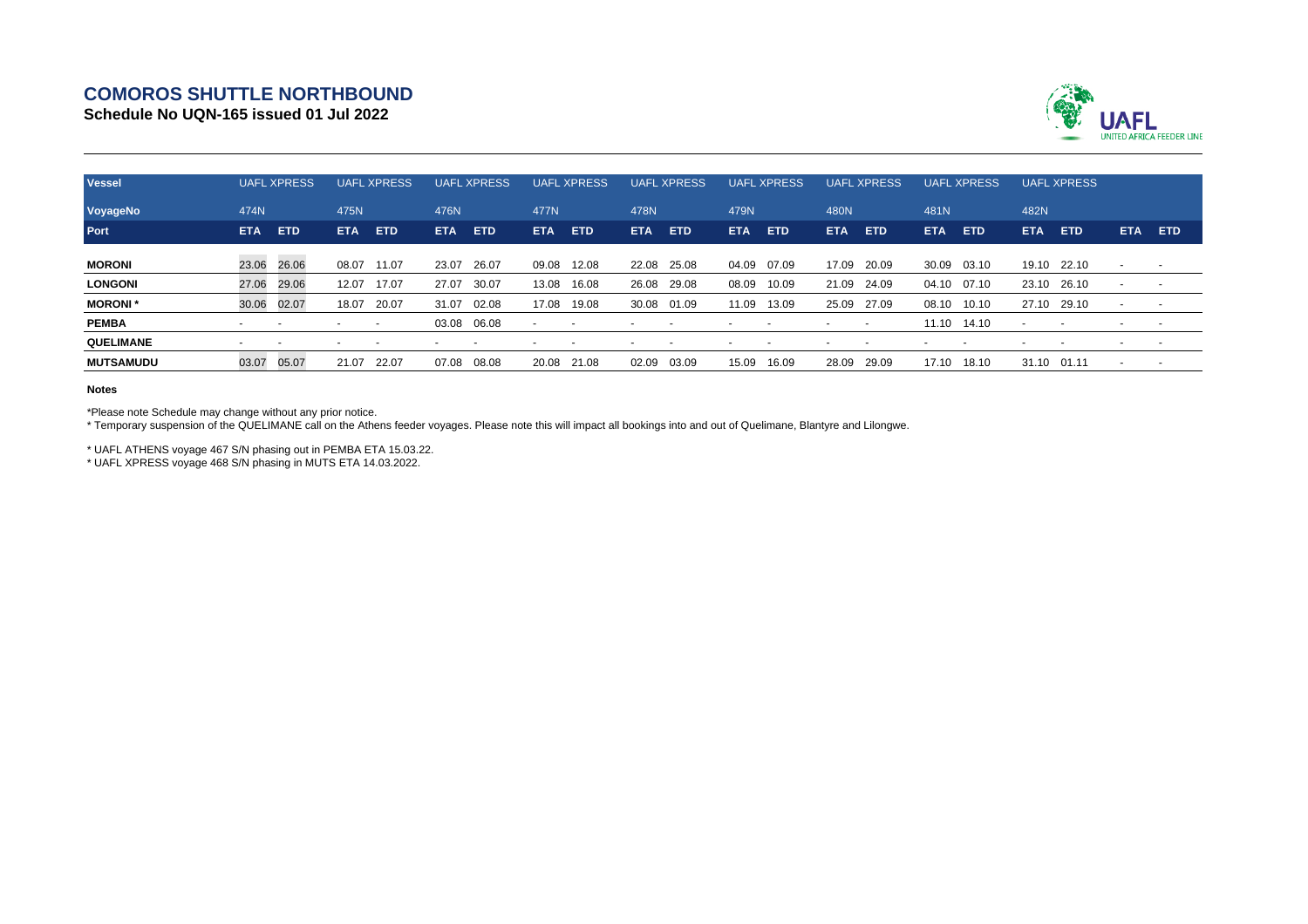# COMOROS SHUTTLE NORTHBOUND

**Schedule No UQN-165 issued 01 Jul 2022**

| Vessel | UAFL XPRESS | | UAFL XPRESS | | UAFL XPRESS | | UAFL XPRESS | | UAFL XPRESS | | UAFL XPRESS | | UAFL XPRESS | | UAFL XPRESS | | UAFL XPRESS | | | |
|---|---|---|---|---|---|---|---|---|---|---|---|---|---|---|---|---|---|---|---|---|
| **VoyageNo** | 474N | | 475N | | 476N | | 477N | | 478N | | 479N | | 480N | | 481N | | 482N | | | |
| **Port** | **ETA** | **ETD** | **ETA** | **ETD** | **ETA** | **ETD** | **ETA** | **ETD** | **ETA** | **ETD** | **ETA** | **ETD** | **ETA** | **ETD** | **ETA** | **ETD** | **ETA** | **ETD** | **ETA** | **ETD** |
| **MORONI** | 23.06 | 26.06 | 08.07 | 11.07 | 23.07 | 26.07 | 09.08 | 12.08 | 22.08 | 25.08 | 04.09 | 07.09 | 17.09 | 20.09 | 30.09 | 03.10 | 19.10 | 22.10 | - | - |
| **LONGONI** | 27.06 | 29.06 | 12.07 | 17.07 | 27.07 | 30.07 | 13.08 | 16.08 | 26.08 | 29.08 | 08.09 | 10.09 | 21.09 | 24.09 | 04.10 | 07.10 | 23.10 | 26.10 | - | - |
| **MORONI*** | 30.06 | 02.07 | 18.07 | 20.07 | 31.07 | 02.08 | 17.08 | 19.08 | 30.08 | 01.09 | 11.09 | 13.09 | 25.09 | 27.09 | 08.10 | 10.10 | 27.10 | 29.10 | - | - |
| **PEMBA** | - | - | - | - | 03.08 | 06.08 | - | - | - | - | - | - | - | - | 11.10 | 14.10 | - | - | - | - |
| **QUELIMANE** | - | - | - | - | - | - | - | - | - | - | - | - | - | - | - | - | - | - | - | - |
| **MUTSAMUDU** | 03.07 | 05.07 | 21.07 | 22.07 | 07.08 | 08.08 | 20.08 | 21.08 | 02.09 | 03.09 | 15.09 | 16.09 | 28.09 | 29.09 | 17.10 | 18.10 | 31.10 | 01.11 | - | - |

**Notes**

*Please note Schedule may change without any prior notice.

* Temporary suspension of the QUELIMANE call on the Athens feeder voyages. Please note this will impact all bookings into and out of Quelimane, Blantyre and Lilongwe.

* UAFL ATHENS voyage 467 S/N phasing out in PEMBA ETA 15.03.22.

* UAFL XPRESS voyage 468 S/N phasing in MUTS ETA 14.03.2022.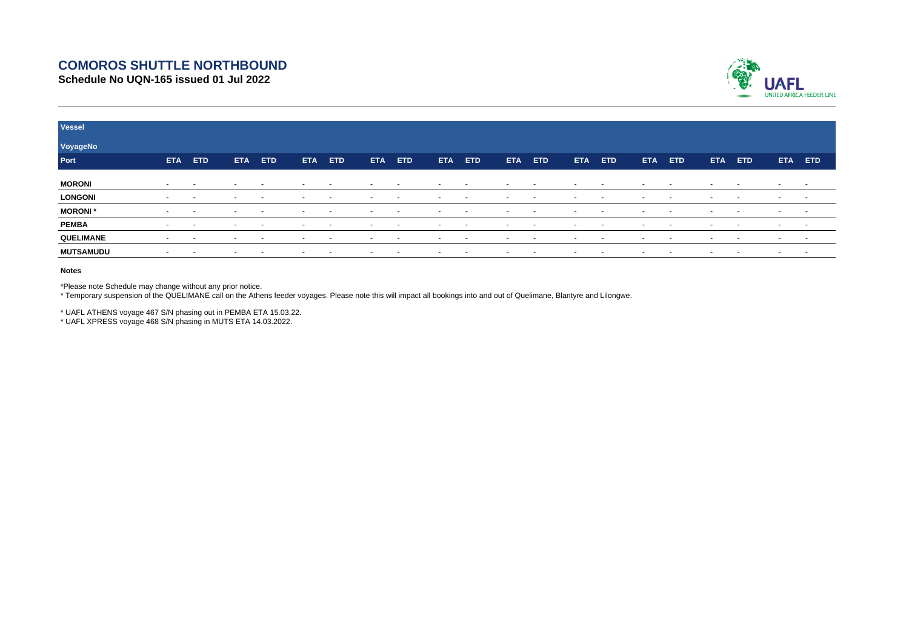# COMOROS SHUTTLE NORTHBOUND

**Schedule No UQN-165 issued 01 Jul 2022**

| Vessel | | | | | | | | | | | | | | | | | | | | | | |
|---|---|---|---|---|---|---|---|---|---|---|---|---|---|---|---|---|---|---|---|---|---|---|
| **VoyageNo** | | | | | | | | | | | | | | | | | | | | | | |
| **Port** | **ETA** | **ETD** | **ETA** | **ETD** | **ETA** | **ETD** | **ETA** | **ETD** | **ETA** | **ETD** | **ETA** | **ETD** | **ETA** | **ETD** | **ETA** | **ETD** | **ETA** | **ETD** | **ETA** | **ETD** | | |
| **MORONI** | - | - | - | - | - | - | - | - | - | - | - | - | - | - | - | - | - | - | - | - | | |
| **LONGONI** | - | - | - | - | - | - | - | - | - | - | - | - | - | - | - | - | - | - | - | - | | |
| **MORONI*** | - | - | - | - | - | - | - | - | - | - | - | - | - | - | - | - | - | - | - | - | | |
| **PEMBA** | - | - | - | - | - | - | - | - | - | - | - | - | - | - | - | - | - | - | - | - | | |
| **QUELIMANE** | - | - | - | - | - | - | - | - | - | - | - | - | - | - | - | - | - | - | - | - | | |
| **MUTSAMUDU** | - | - | - | - | - | - | - | - | - | - | - | - | - | - | - | - | - | - | - | - | | |

**Notes**

*Please note Schedule may change without any prior notice.

* Temporary suspension of the QUELIMANE call on the Athens feeder voyages. Please note this will impact all bookings into and out of Quelimane, Blantyre and Lilongwe.

* UAFL ATHENS voyage 467 S/N phasing out in PEMBA ETA 15.03.22.

* UAFL XPRESS voyage 468 S/N phasing in MUTS ETA 14.03.2022.